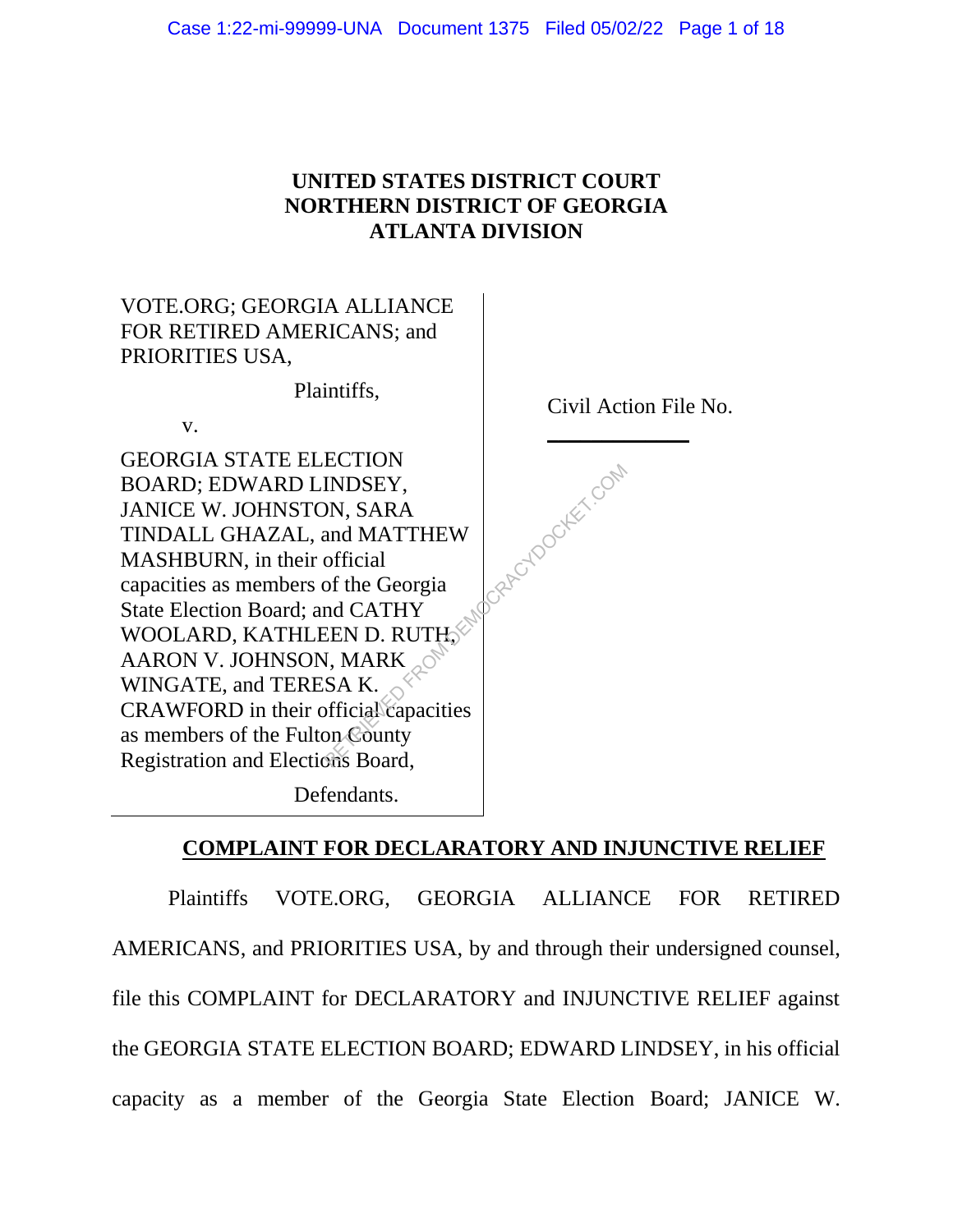**UNITED STATES DISTRICT COURT**
**NORTHERN DISTRICT OF GEORGIA**
**ATLANTA DIVISION**

VOTE.ORG; GEORGIA ALLIANCE FOR RETIRED AMERICANS; and PRIORITIES USA,

Plaintiffs,

v.

GEORGIA STATE ELECTION BOARD; EDWARD LINDSEY, JANICE W. JOHNSTON, SARA TINDALL GHAZAL, and MATTHEW MASHBURN, in their official capacities as members of the Georgia State Election Board; and CATHY WOOLARD, KATHLEEN D. RUTH, AARON V. JOHNSON, MARK WINGATE, and TERESA K. CRAWFORD in their official capacities as members of the Fulton County Registration and Elections Board,

Defendants.

Civil Action File No. \_\_\_\_\_\_\_\_\_\_

**COMPLAINT FOR DECLARATORY AND INJUNCTIVE RELIEF**

Plaintiffs VOTE.ORG, GEORGIA ALLIANCE FOR RETIRED AMERICANS, and PRIORITIES USA, by and through their undersigned counsel, file this COMPLAINT for DECLARATORY and INJUNCTIVE RELIEF against the GEORGIA STATE ELECTION BOARD; EDWARD LINDSEY, in his official capacity as a member of the Georgia State Election Board; JANICE W.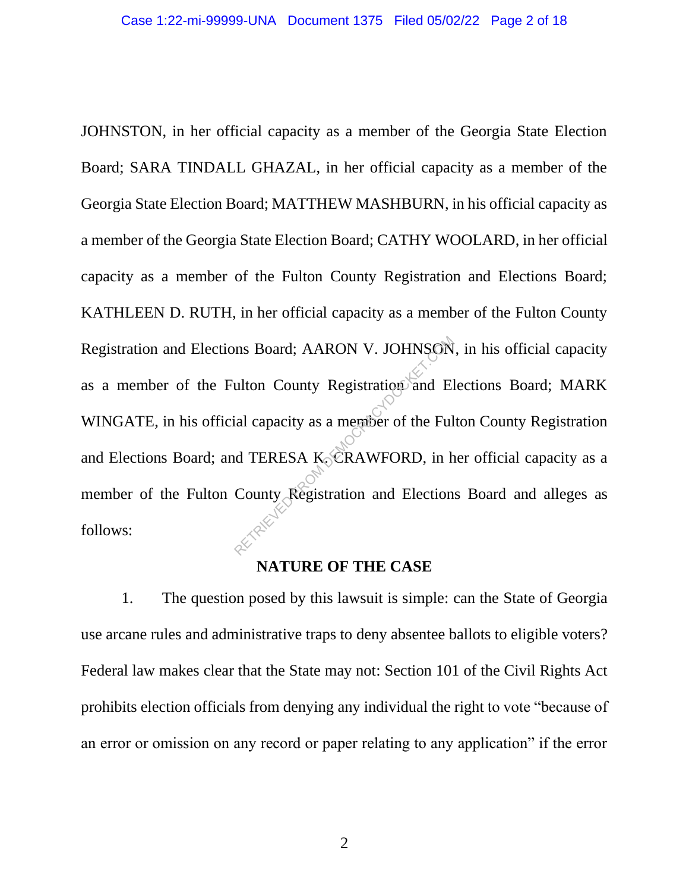JOHNSTON, in her official capacity as a member of the Georgia State Election Board; SARA TINDALL GHAZAL, in her official capacity as a member of the Georgia State Election Board; MATTHEW MASHBURN, in his official capacity as a member of the Georgia State Election Board; CATHY WOOLARD, in her official capacity as a member of the Fulton County Registration and Elections Board; KATHLEEN D. RUTH, in her official capacity as a member of the Fulton County Registration and Elections Board; AARON V. JOHNSON, in his official capacity as a member of the Fulton County Registration and Elections Board; MARK WINGATE, in his official capacity as a member of the Fulton County Registration and Elections Board; and TERESA K. CRAWFORD, in her official capacity as a member of the Fulton County Registration and Elections Board and alleges as follows:

**NATURE OF THE CASE**

1. The question posed by this lawsuit is simple: can the State of Georgia use arcane rules and administrative traps to deny absentee ballots to eligible voters? Federal law makes clear that the State may not: Section 101 of the Civil Rights Act prohibits election officials from denying any individual the right to vote "because of an error or omission on any record or paper relating to any application" if the error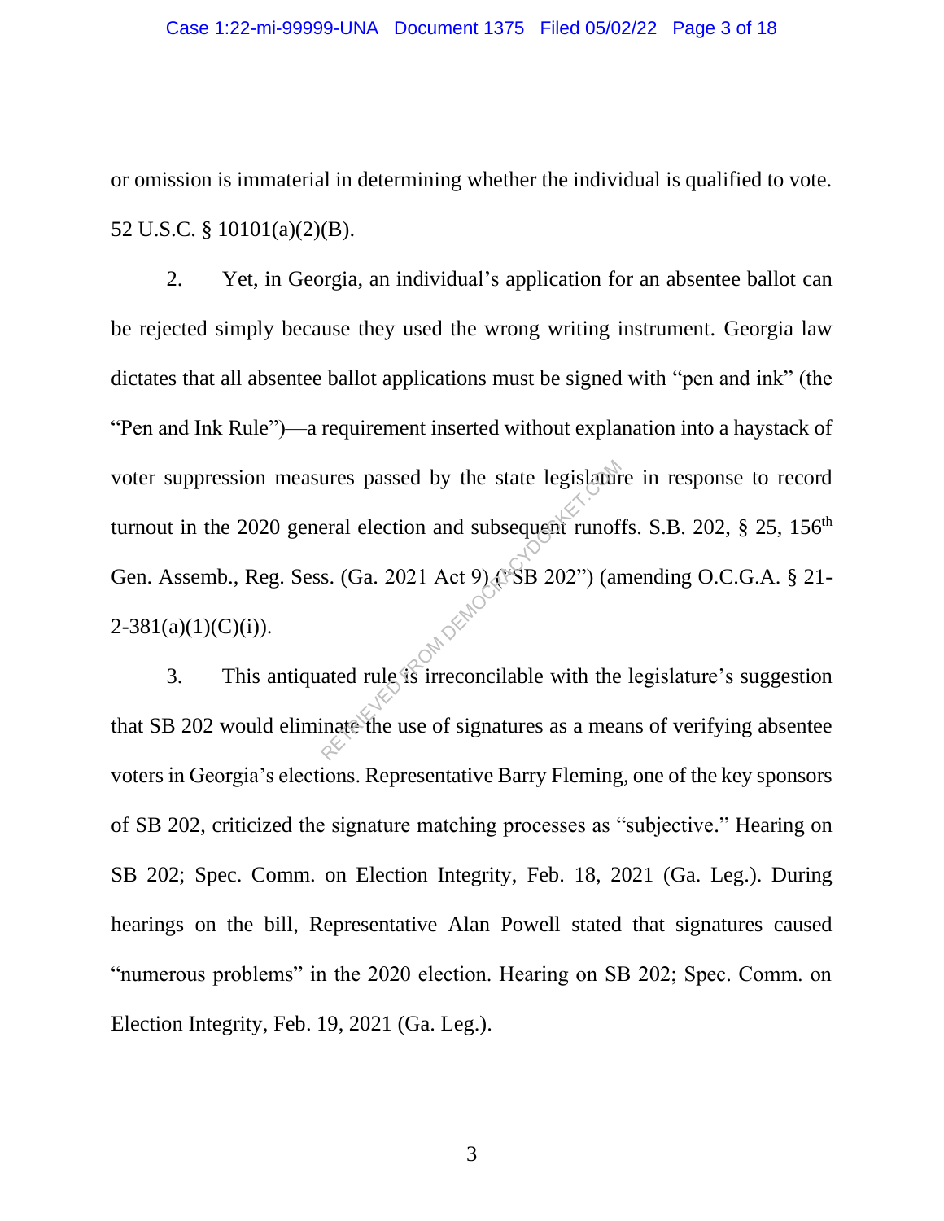or omission is immaterial in determining whether the individual is qualified to vote. 52 U.S.C. § 10101(a)(2)(B).

2. Yet, in Georgia, an individual's application for an absentee ballot can be rejected simply because they used the wrong writing instrument. Georgia law dictates that all absentee ballot applications must be signed with "pen and ink" (the "Pen and Ink Rule")—a requirement inserted without explanation into a haystack of voter suppression measures passed by the state legislature in response to record turnout in the 2020 general election and subsequent runoffs. S.B. 202, § 25, 156th Gen. Assemb., Reg. Sess. (Ga. 2021 Act 9) ("SB 202") (amending O.C.G.A. § 21-2-381(a)(1)(C)(i)).

3. This antiquated rule is irreconcilable with the legislature's suggestion that SB 202 would eliminate the use of signatures as a means of verifying absentee voters in Georgia's elections. Representative Barry Fleming, one of the key sponsors of SB 202, criticized the signature matching processes as "subjective." Hearing on SB 202; Spec. Comm. on Election Integrity, Feb. 18, 2021 (Ga. Leg.). During hearings on the bill, Representative Alan Powell stated that signatures caused "numerous problems" in the 2020 election. Hearing on SB 202; Spec. Comm. on Election Integrity, Feb. 19, 2021 (Ga. Leg.).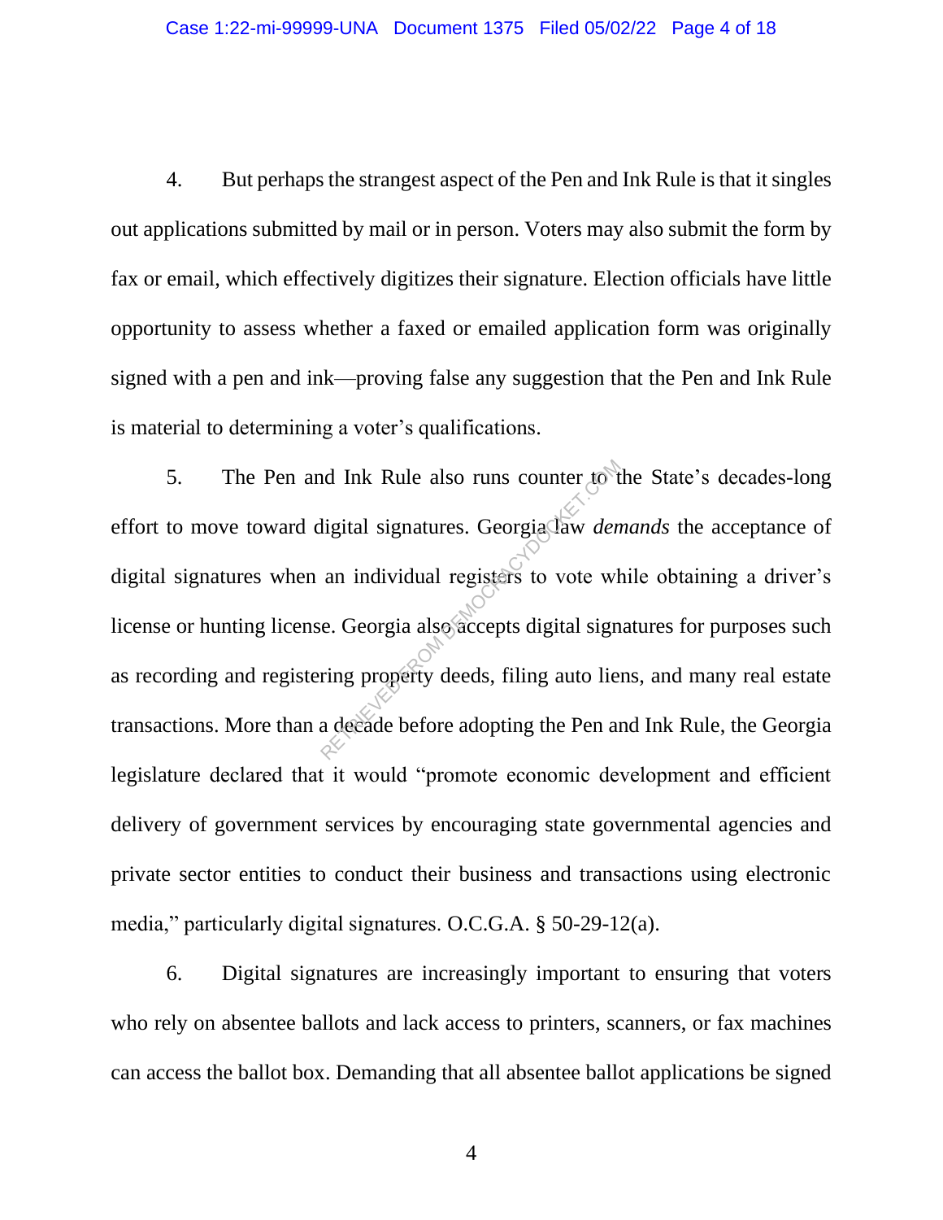4. But perhaps the strangest aspect of the Pen and Ink Rule is that it singles out applications submitted by mail or in person. Voters may also submit the form by fax or email, which effectively digitizes their signature. Election officials have little opportunity to assess whether a faxed or emailed application form was originally signed with a pen and ink—proving false any suggestion that the Pen and Ink Rule is material to determining a voter's qualifications.

5. The Pen and Ink Rule also runs counter to the State's decades-long effort to move toward digital signatures. Georgia law *demands* the acceptance of digital signatures when an individual registers to vote while obtaining a driver's license or hunting license. Georgia also accepts digital signatures for purposes such as recording and registering property deeds, filing auto liens, and many real estate transactions. More than a decade before adopting the Pen and Ink Rule, the Georgia legislature declared that it would "promote economic development and efficient delivery of government services by encouraging state governmental agencies and private sector entities to conduct their business and transactions using electronic media," particularly digital signatures. O.C.G.A. § 50-29-12(a).

6. Digital signatures are increasingly important to ensuring that voters who rely on absentee ballots and lack access to printers, scanners, or fax machines can access the ballot box. Demanding that all absentee ballot applications be signed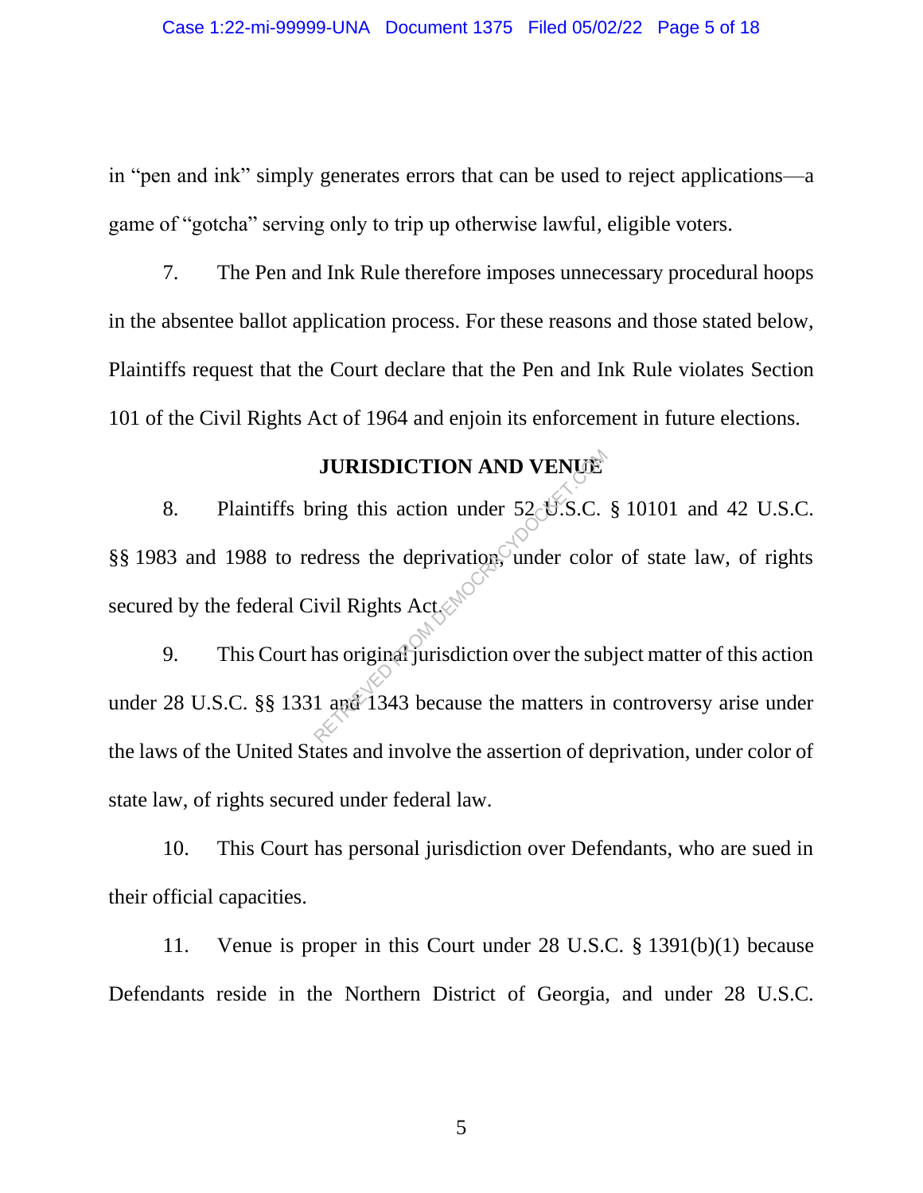in "pen and ink" simply generates errors that can be used to reject applications—a game of "gotcha" serving only to trip up otherwise lawful, eligible voters.

7. The Pen and Ink Rule therefore imposes unnecessary procedural hoops in the absentee ballot application process. For these reasons and those stated below, Plaintiffs request that the Court declare that the Pen and Ink Rule violates Section 101 of the Civil Rights Act of 1964 and enjoin its enforcement in future elections.

## JURISDICTION AND VENUE

8. Plaintiffs bring this action under 52 U.S.C. § 10101 and 42 U.S.C. §§ 1983 and 1988 to redress the deprivation, under color of state law, of rights secured by the federal Civil Rights Act.

9. This Court has original jurisdiction over the subject matter of this action under 28 U.S.C. §§ 1331 and 1343 because the matters in controversy arise under the laws of the United States and involve the assertion of deprivation, under color of state law, of rights secured under federal law.

10. This Court has personal jurisdiction over Defendants, who are sued in their official capacities.

11. Venue is proper in this Court under 28 U.S.C. § 1391(b)(1) because Defendants reside in the Northern District of Georgia, and under 28 U.S.C.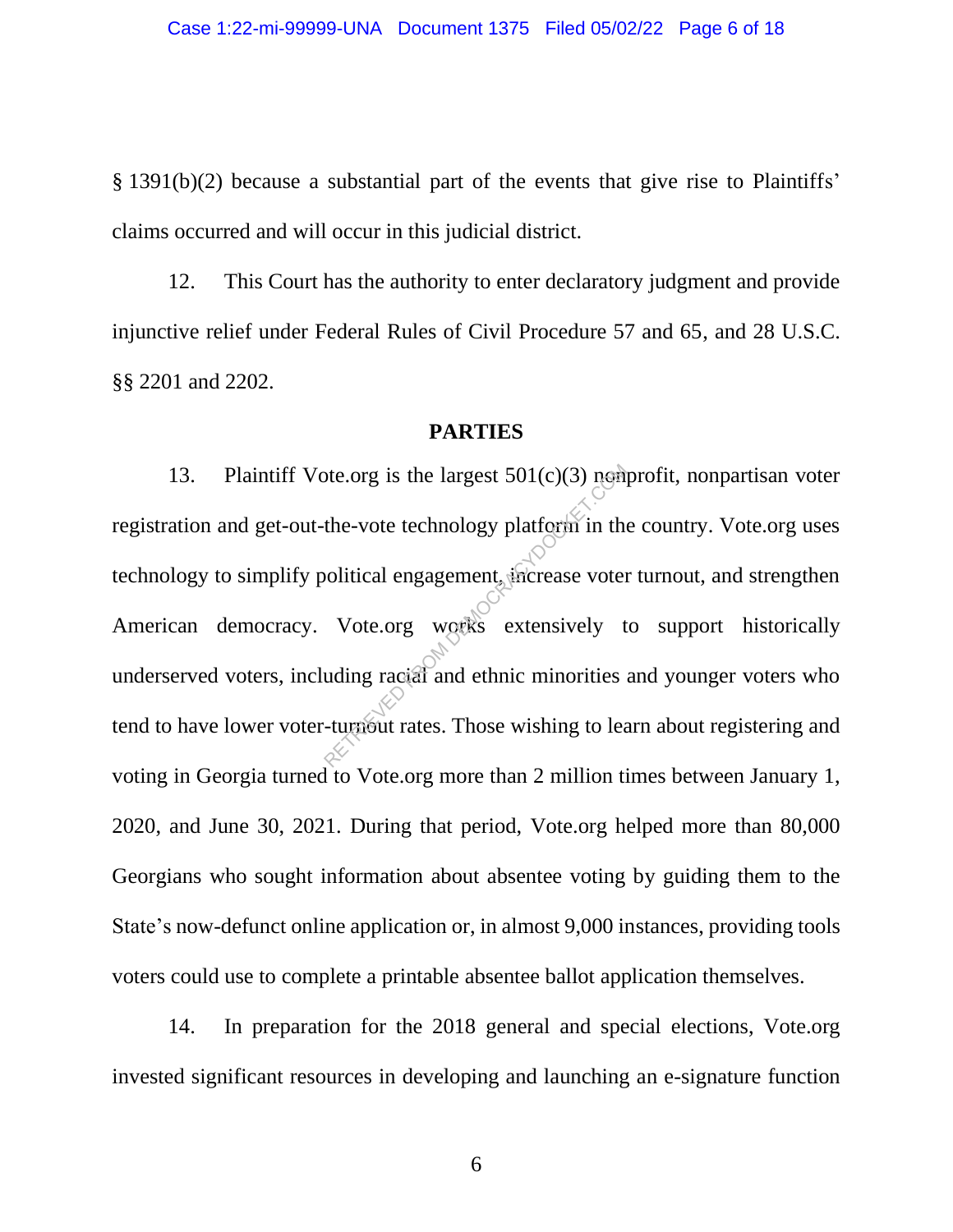§ 1391(b)(2) because a substantial part of the events that give rise to Plaintiffs' claims occurred and will occur in this judicial district.

12. This Court has the authority to enter declaratory judgment and provide injunctive relief under Federal Rules of Civil Procedure 57 and 65, and 28 U.S.C. §§ 2201 and 2202.

## PARTIES

13. Plaintiff Vote.org is the largest 501(c)(3) nonprofit, nonpartisan voter registration and get-out-the-vote technology platform in the country. Vote.org uses technology to simplify political engagement, increase voter turnout, and strengthen American democracy. Vote.org works extensively to support historically underserved voters, including racial and ethnic minorities and younger voters who tend to have lower voter-turnout rates. Those wishing to learn about registering and voting in Georgia turned to Vote.org more than 2 million times between January 1, 2020, and June 30, 2021. During that period, Vote.org helped more than 80,000 Georgians who sought information about absentee voting by guiding them to the State's now-defunct online application or, in almost 9,000 instances, providing tools voters could use to complete a printable absentee ballot application themselves.

14. In preparation for the 2018 general and special elections, Vote.org invested significant resources in developing and launching an e-signature function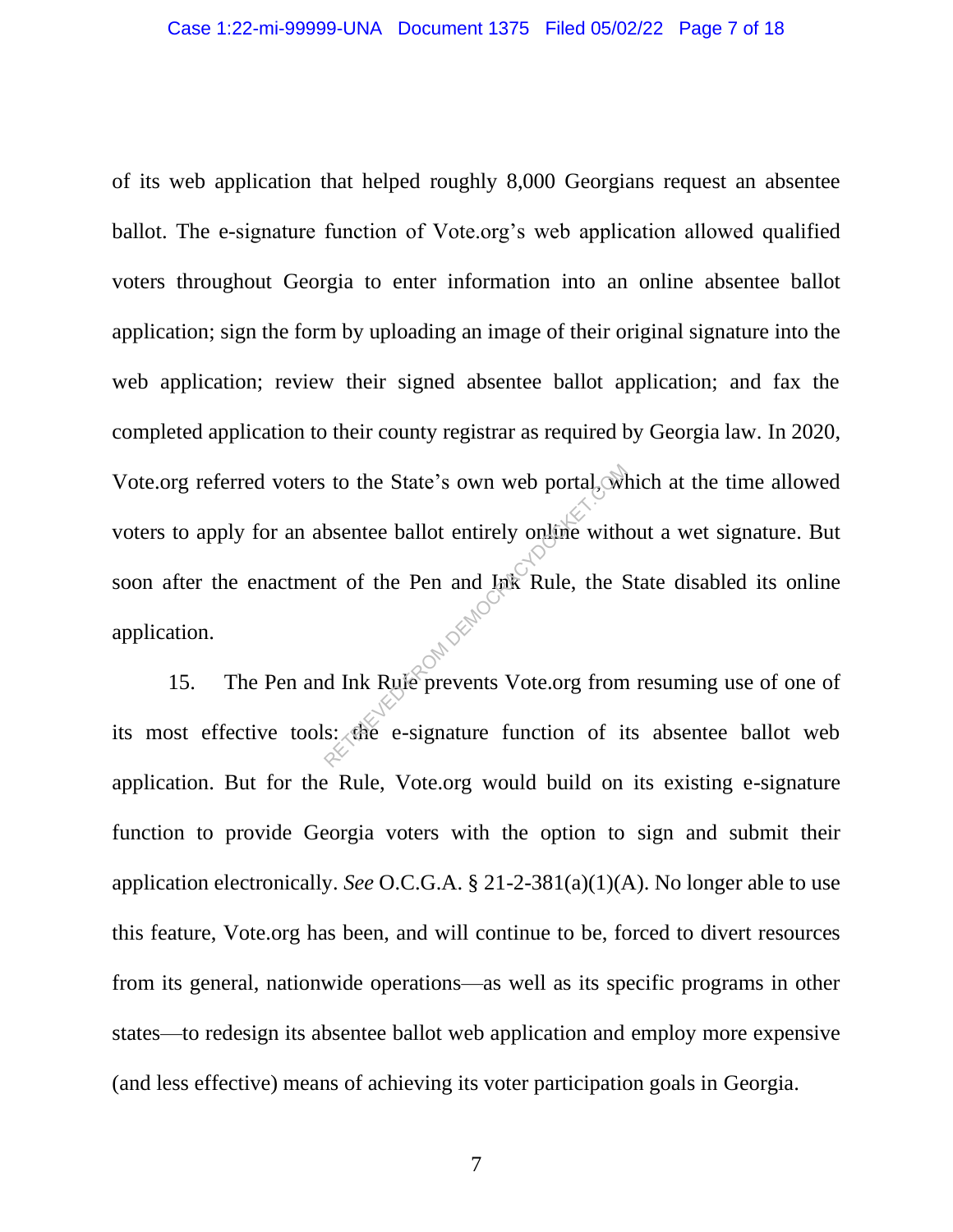of its web application that helped roughly 8,000 Georgians request an absentee ballot. The e-signature function of Vote.org's web application allowed qualified voters throughout Georgia to enter information into an online absentee ballot application; sign the form by uploading an image of their original signature into the web application; review their signed absentee ballot application; and fax the completed application to their county registrar as required by Georgia law. In 2020, Vote.org referred voters to the State's own web portal, which at the time allowed voters to apply for an absentee ballot entirely online without a wet signature. But soon after the enactment of the Pen and Ink Rule, the State disabled its online application.

15. The Pen and Ink Rule prevents Vote.org from resuming use of one of its most effective tools: the e-signature function of its absentee ballot web application. But for the Rule, Vote.org would build on its existing e-signature function to provide Georgia voters with the option to sign and submit their application electronically. *See* O.C.G.A. § 21-2-381(a)(1)(A). No longer able to use this feature, Vote.org has been, and will continue to be, forced to divert resources from its general, nationwide operations—as well as its specific programs in other states—to redesign its absentee ballot web application and employ more expensive (and less effective) means of achieving its voter participation goals in Georgia.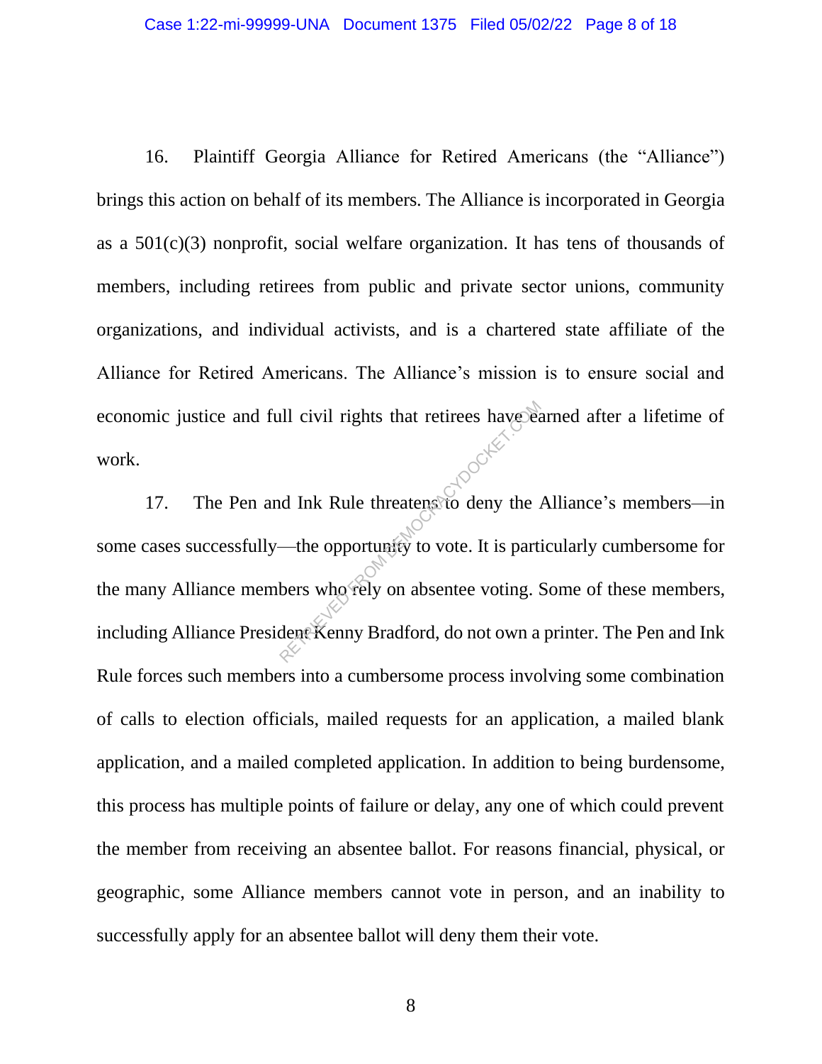16. Plaintiff Georgia Alliance for Retired Americans (the "Alliance") brings this action on behalf of its members. The Alliance is incorporated in Georgia as a 501(c)(3) nonprofit, social welfare organization. It has tens of thousands of members, including retirees from public and private sector unions, community organizations, and individual activists, and is a chartered state affiliate of the Alliance for Retired Americans. The Alliance's mission is to ensure social and economic justice and full civil rights that retirees have earned after a lifetime of work.

17. The Pen and Ink Rule threatens to deny the Alliance's members—in some cases successfully—the opportunity to vote. It is particularly cumbersome for the many Alliance members who rely on absentee voting. Some of these members, including Alliance President Kenny Bradford, do not own a printer. The Pen and Ink Rule forces such members into a cumbersome process involving some combination of calls to election officials, mailed requests for an application, a mailed blank application, and a mailed completed application. In addition to being burdensome, this process has multiple points of failure or delay, any one of which could prevent the member from receiving an absentee ballot. For reasons financial, physical, or geographic, some Alliance members cannot vote in person, and an inability to successfully apply for an absentee ballot will deny them their vote.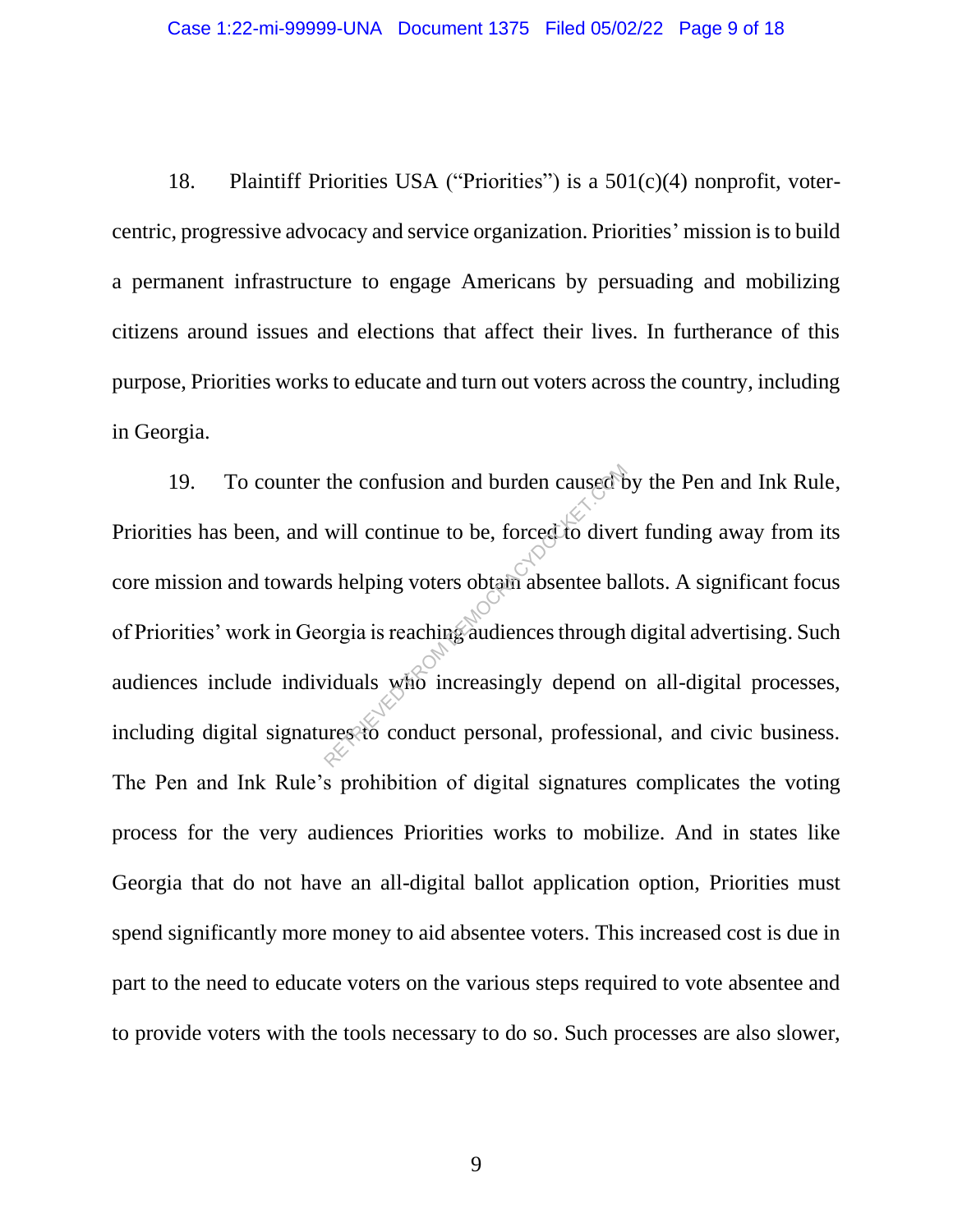18. Plaintiff Priorities USA ("Priorities") is a 501(c)(4) nonprofit, voter-centric, progressive advocacy and service organization. Priorities' mission is to build a permanent infrastructure to engage Americans by persuading and mobilizing citizens around issues and elections that affect their lives. In furtherance of this purpose, Priorities works to educate and turn out voters across the country, including in Georgia.

19. To counter the confusion and burden caused by the Pen and Ink Rule, Priorities has been, and will continue to be, forced to divert funding away from its core mission and towards helping voters obtain absentee ballots. A significant focus of Priorities' work in Georgia is reaching audiences through digital advertising. Such audiences include individuals who increasingly depend on all-digital processes, including digital signatures to conduct personal, professional, and civic business. The Pen and Ink Rule's prohibition of digital signatures complicates the voting process for the very audiences Priorities works to mobilize. And in states like Georgia that do not have an all-digital ballot application option, Priorities must spend significantly more money to aid absentee voters. This increased cost is due in part to the need to educate voters on the various steps required to vote absentee and to provide voters with the tools necessary to do so. Such processes are also slower,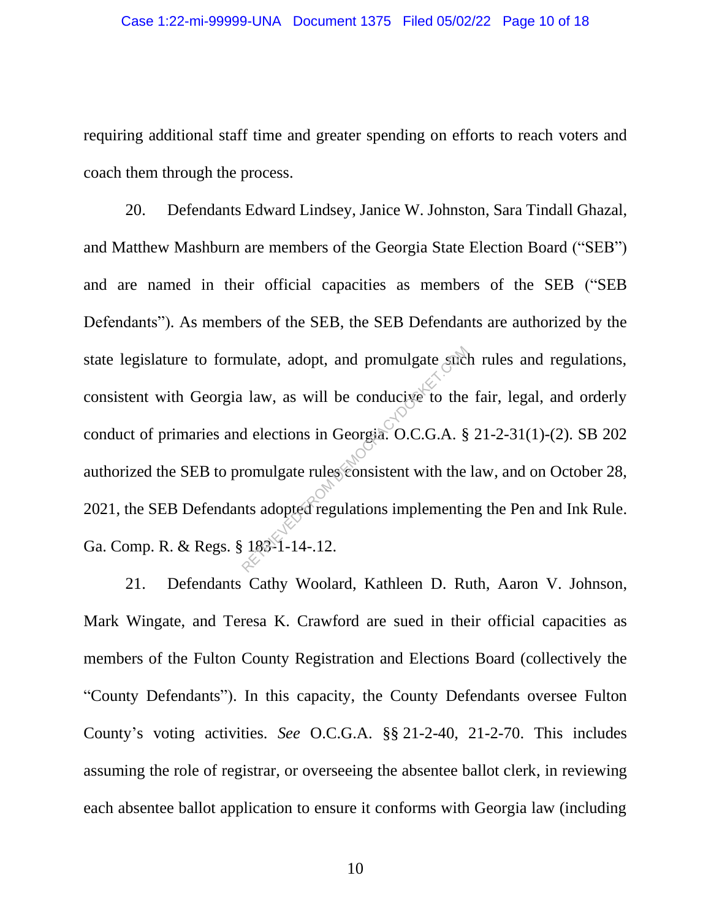requiring additional staff time and greater spending on efforts to reach voters and coach them through the process.

20. Defendants Edward Lindsey, Janice W. Johnston, Sara Tindall Ghazal, and Matthew Mashburn are members of the Georgia State Election Board ("SEB") and are named in their official capacities as members of the SEB ("SEB Defendants"). As members of the SEB, the SEB Defendants are authorized by the state legislature to formulate, adopt, and promulgate such rules and regulations, consistent with Georgia law, as will be conducive to the fair, legal, and orderly conduct of primaries and elections in Georgia. O.C.G.A. § 21-2-31(1)-(2). SB 202 authorized the SEB to promulgate rules consistent with the law, and on October 28, 2021, the SEB Defendants adopted regulations implementing the Pen and Ink Rule. Ga. Comp. R. & Regs. § 183-1-14-.12.

21. Defendants Cathy Woolard, Kathleen D. Ruth, Aaron V. Johnson, Mark Wingate, and Teresa K. Crawford are sued in their official capacities as members of the Fulton County Registration and Elections Board (collectively the "County Defendants"). In this capacity, the County Defendants oversee Fulton County's voting activities. *See* O.C.G.A. §§ 21-2-40, 21-2-70. This includes assuming the role of registrar, or overseeing the absentee ballot clerk, in reviewing each absentee ballot application to ensure it conforms with Georgia law (including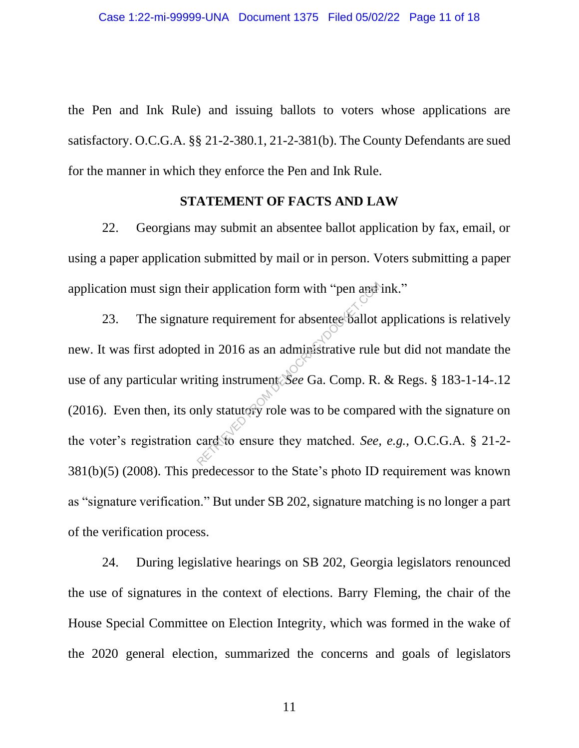the Pen and Ink Rule) and issuing ballots to voters whose applications are satisfactory. O.C.G.A. §§ 21-2-380.1, 21-2-381(b). The County Defendants are sued for the manner in which they enforce the Pen and Ink Rule.

## STATEMENT OF FACTS AND LAW

22. Georgians may submit an absentee ballot application by fax, email, or using a paper application submitted by mail or in person. Voters submitting a paper application must sign their application form with "pen and ink."

23. The signature requirement for absentee ballot applications is relatively new. It was first adopted in 2016 as an administrative rule but did not mandate the use of any particular writing instrument. *See* Ga. Comp. R. & Regs. § 183-1-14-.12 (2016). Even then, its only statutory role was to be compared with the signature on the voter's registration card to ensure they matched. *See, e.g.*, O.C.G.A. § 21-2-381(b)(5) (2008). This predecessor to the State's photo ID requirement was known as "signature verification." But under SB 202, signature matching is no longer a part of the verification process.

24. During legislative hearings on SB 202, Georgia legislators renounced the use of signatures in the context of elections. Barry Fleming, the chair of the House Special Committee on Election Integrity, which was formed in the wake of the 2020 general election, summarized the concerns and goals of legislators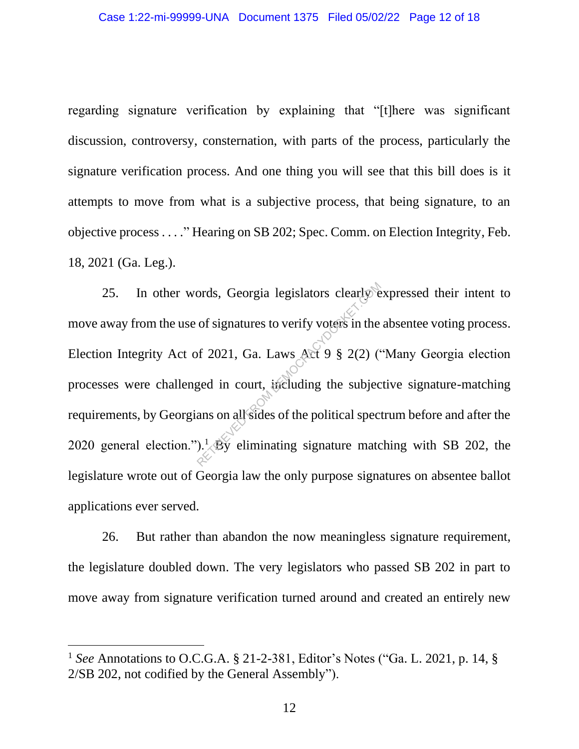regarding signature verification by explaining that "[t]here was significant discussion, controversy, consternation, with parts of the process, particularly the signature verification process. And one thing you will see that this bill does is it attempts to move from what is a subjective process, that being signature, to an objective process . . . ." Hearing on SB 202; Spec. Comm. on Election Integrity, Feb. 18, 2021 (Ga. Leg.).

25. In other words, Georgia legislators clearly expressed their intent to move away from the use of signatures to verify voters in the absentee voting process. Election Integrity Act of 2021, Ga. Laws Act 9 § 2(2) ("Many Georgia election processes were challenged in court, including the subjective signature-matching requirements, by Georgians on all sides of the political spectrum before and after the 2020 general election.").[1] By eliminating signature matching with SB 202, the legislature wrote out of Georgia law the only purpose signatures on absentee ballot applications ever served.

26. But rather than abandon the now meaningless signature requirement, the legislature doubled down. The very legislators who passed SB 202 in part to move away from signature verification turned around and created an entirely new

---

[1] *See* Annotations to O.C.G.A. § 21-2-381, Editor's Notes ("Ga. L. 2021, p. 14, § 2/SB 202, not codified by the General Assembly").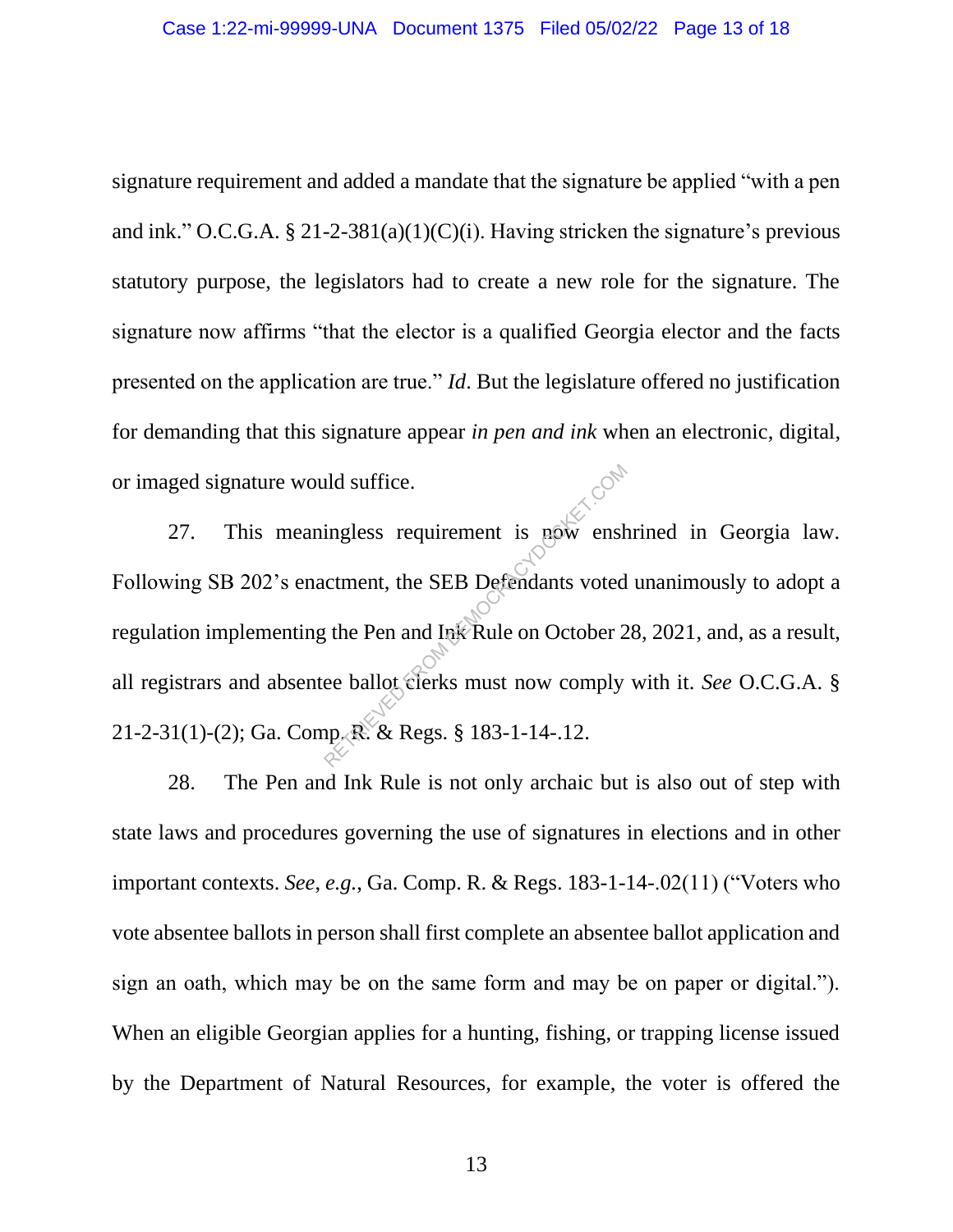signature requirement and added a mandate that the signature be applied "with a pen and ink." O.C.G.A. § 21-2-381(a)(1)(C)(i). Having stricken the signature's previous statutory purpose, the legislators had to create a new role for the signature. The signature now affirms "that the elector is a qualified Georgia elector and the facts presented on the application are true." *Id*. But the legislature offered no justification for demanding that this signature appear *in pen and ink* when an electronic, digital, or imaged signature would suffice.

27. This meaningless requirement is now enshrined in Georgia law. Following SB 202's enactment, the SEB Defendants voted unanimously to adopt a regulation implementing the Pen and Ink Rule on October 28, 2021, and, as a result, all registrars and absentee ballot clerks must now comply with it. *See* O.C.G.A. § 21-2-31(1)-(2); Ga. Comp. R. & Regs. § 183-1-14-.12.

28. The Pen and Ink Rule is not only archaic but is also out of step with state laws and procedures governing the use of signatures in elections and in other important contexts. *See, e.g.*, Ga. Comp. R. & Regs. 183-1-14-.02(11) ("Voters who vote absentee ballots in person shall first complete an absentee ballot application and sign an oath, which may be on the same form and may be on paper or digital."). When an eligible Georgian applies for a hunting, fishing, or trapping license issued by the Department of Natural Resources, for example, the voter is offered the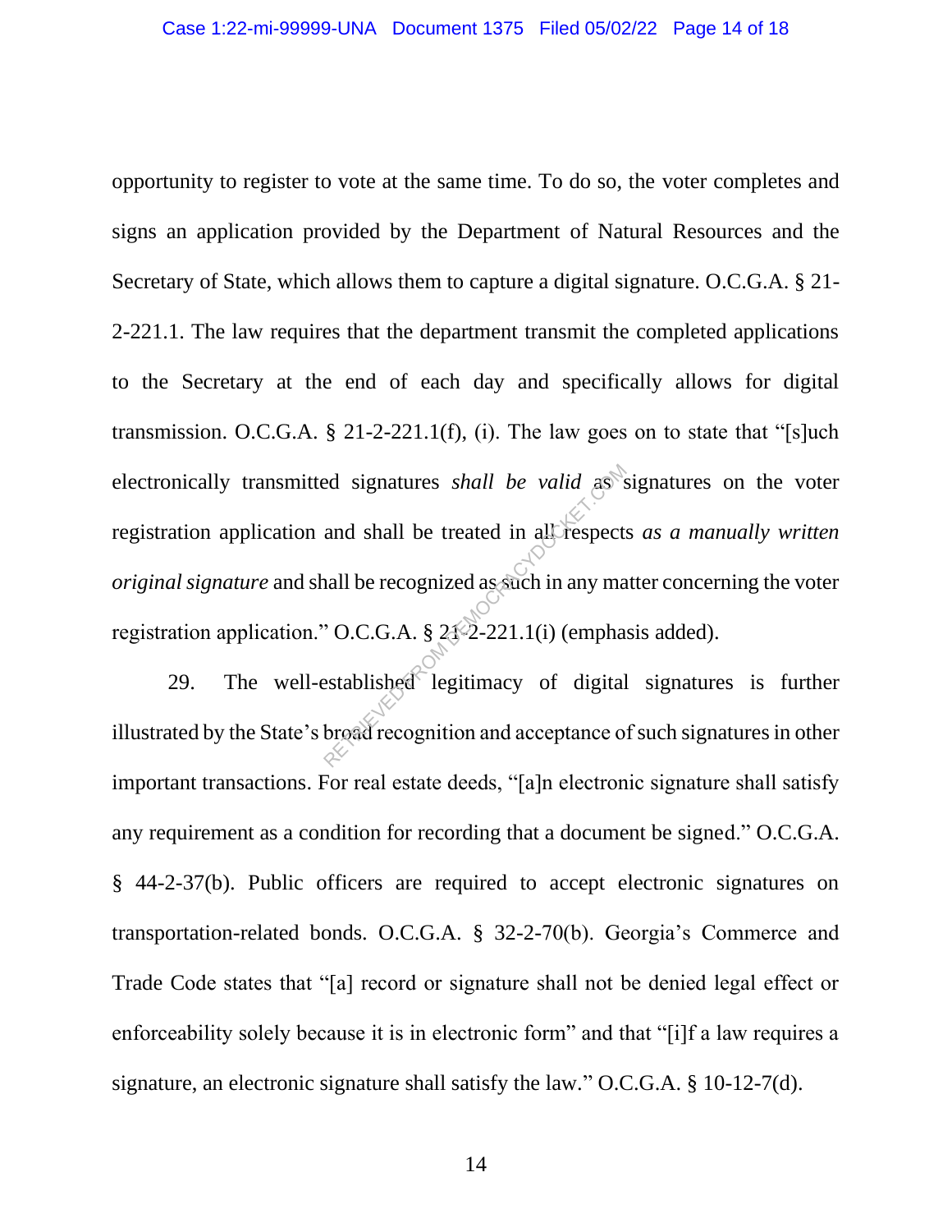opportunity to register to vote at the same time. To do so, the voter completes and signs an application provided by the Department of Natural Resources and the Secretary of State, which allows them to capture a digital signature. O.C.G.A. § 21-2-221.1. The law requires that the department transmit the completed applications to the Secretary at the end of each day and specifically allows for digital transmission. O.C.G.A. § 21-2-221.1(f), (i). The law goes on to state that "[s]uch electronically transmitted signatures *shall be valid* as signatures on the voter registration application and shall be treated in all respects *as a manually written original signature* and shall be recognized as such in any matter concerning the voter registration application." O.C.G.A. § 21-2-221.1(i) (emphasis added).

29. The well-established legitimacy of digital signatures is further illustrated by the State's broad recognition and acceptance of such signatures in other important transactions. For real estate deeds, "[a]n electronic signature shall satisfy any requirement as a condition for recording that a document be signed." O.C.G.A. § 44-2-37(b). Public officers are required to accept electronic signatures on transportation-related bonds. O.C.G.A. § 32-2-70(b). Georgia's Commerce and Trade Code states that "[a] record or signature shall not be denied legal effect or enforceability solely because it is in electronic form" and that "[i]f a law requires a signature, an electronic signature shall satisfy the law." O.C.G.A. § 10-12-7(d).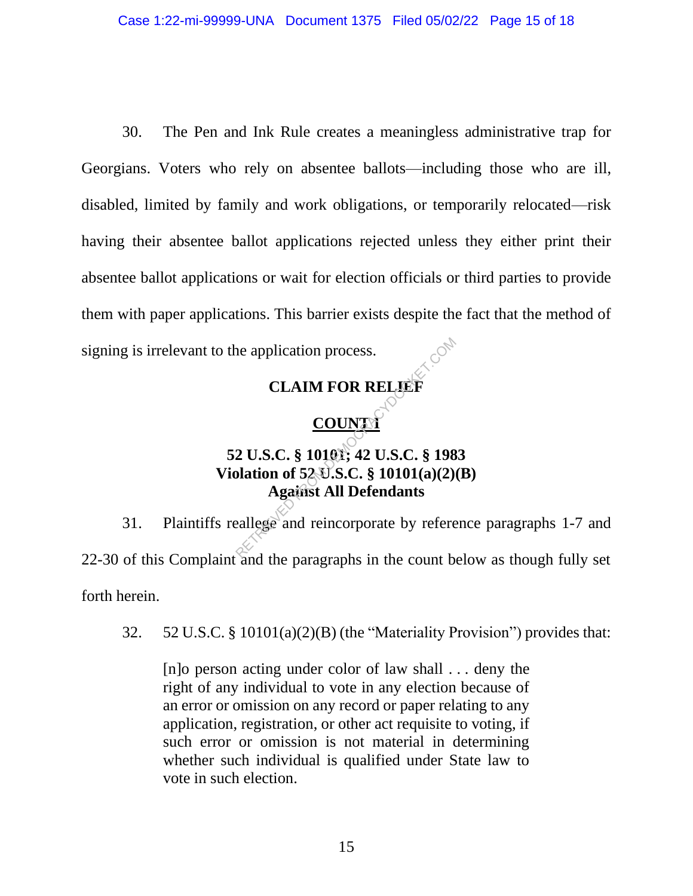30. The Pen and Ink Rule creates a meaningless administrative trap for Georgians. Voters who rely on absentee ballots—including those who are ill, disabled, limited by family and work obligations, or temporarily relocated—risk having their absentee ballot applications rejected unless they either print their absentee ballot applications or wait for election officials or third parties to provide them with paper applications. This barrier exists despite the fact that the method of signing is irrelevant to the application process.

## CLAIM FOR RELIEF

### COUNT I

**52 U.S.C. § 10101; 42 U.S.C. § 1983**
**Violation of 52 U.S.C. § 10101(a)(2)(B)**
**Against All Defendants**

31. Plaintiffs reallege and reincorporate by reference paragraphs 1-7 and 22-30 of this Complaint and the paragraphs in the count below as though fully set forth herein.

32. 52 U.S.C. § 10101(a)(2)(B) (the "Materiality Provision") provides that:

> [n]o person acting under color of law shall . . . deny the right of any individual to vote in any election because of an error or omission on any record or paper relating to any application, registration, or other act requisite to voting, if such error or omission is not material in determining whether such individual is qualified under State law to vote in such election.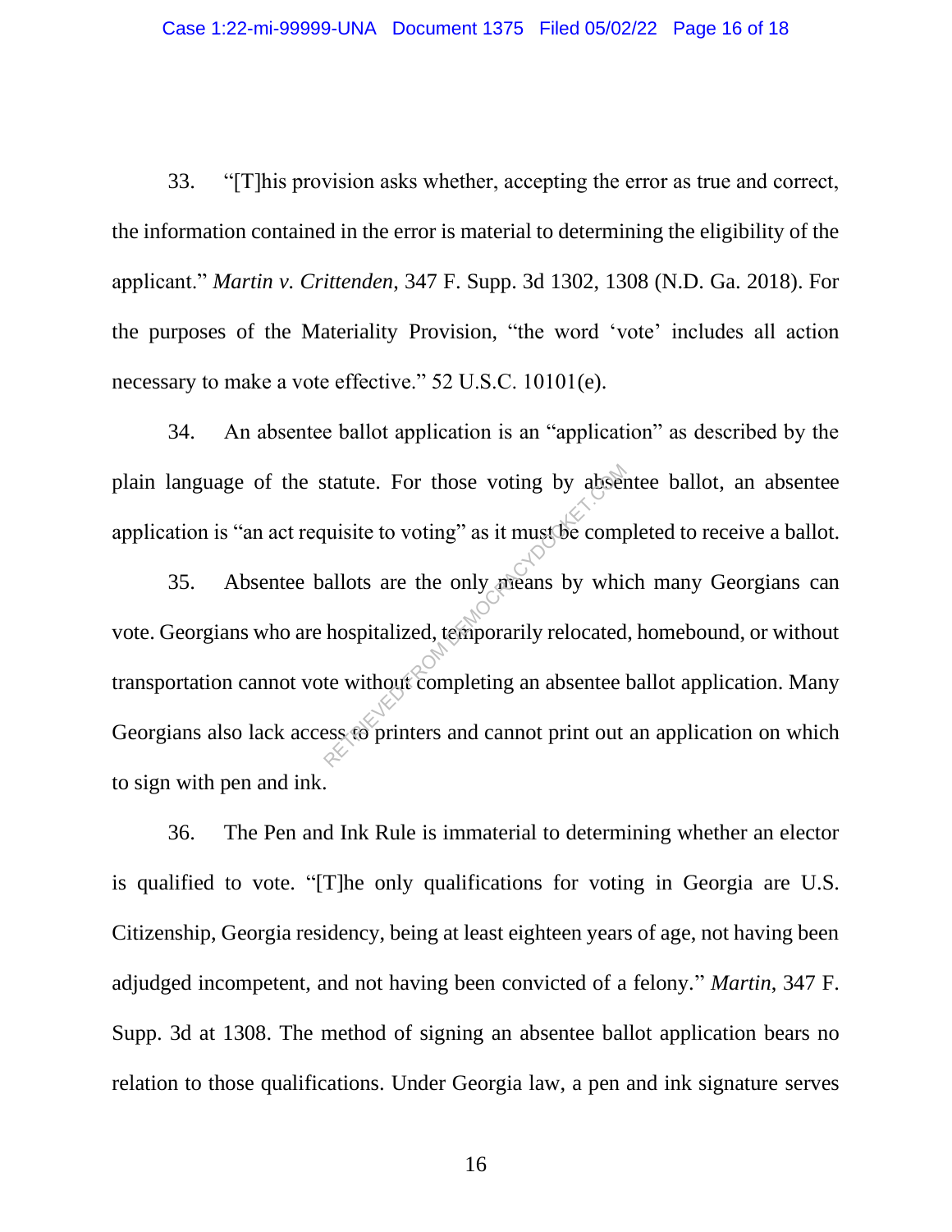33. "[T]his provision asks whether, accepting the error as true and correct, the information contained in the error is material to determining the eligibility of the applicant." *Martin v. Crittenden,* 347 F. Supp. 3d 1302, 1308 (N.D. Ga. 2018). For the purposes of the Materiality Provision, "the word 'vote' includes all action necessary to make a vote effective." 52 U.S.C. 10101(e).

34. An absentee ballot application is an "application" as described by the plain language of the statute. For those voting by absentee ballot, an absentee application is "an act requisite to voting" as it must be completed to receive a ballot.

35. Absentee ballots are the only means by which many Georgians can vote. Georgians who are hospitalized, temporarily relocated, homebound, or without transportation cannot vote without completing an absentee ballot application. Many Georgians also lack access to printers and cannot print out an application on which to sign with pen and ink.

36. The Pen and Ink Rule is immaterial to determining whether an elector is qualified to vote. "[T]he only qualifications for voting in Georgia are U.S. Citizenship, Georgia residency, being at least eighteen years of age, not having been adjudged incompetent, and not having been convicted of a felony." *Martin*, 347 F. Supp. 3d at 1308. The method of signing an absentee ballot application bears no relation to those qualifications. Under Georgia law, a pen and ink signature serves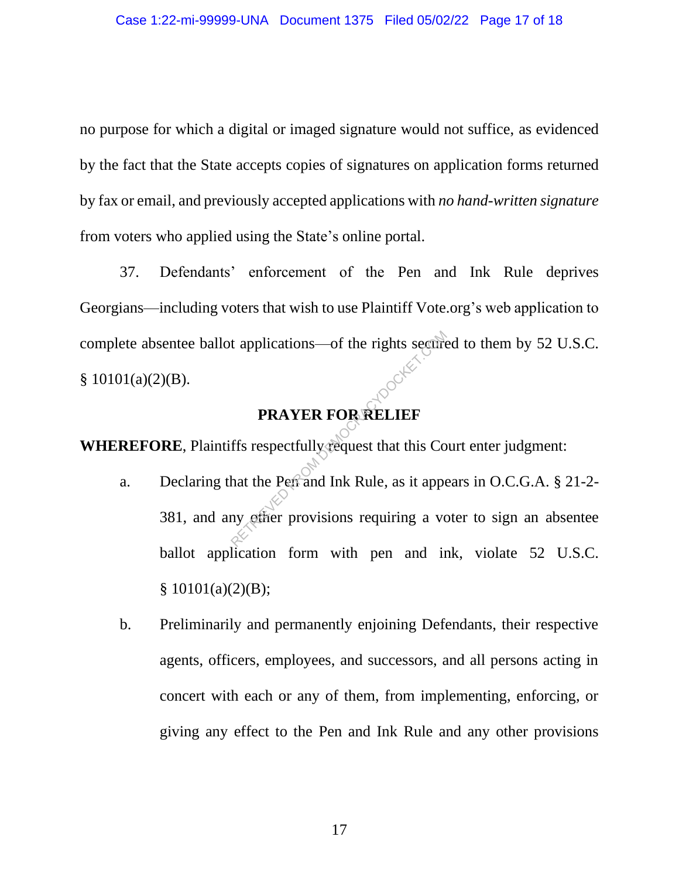no purpose for which a digital or imaged signature would not suffice, as evidenced by the fact that the State accepts copies of signatures on application forms returned by fax or email, and previously accepted applications with *no hand-written signature* from voters who applied using the State's online portal.

37. Defendants' enforcement of the Pen and Ink Rule deprives Georgians—including voters that wish to use Plaintiff Vote.org's web application to complete absentee ballot applications—of the rights secured to them by 52 U.S.C. § 10101(a)(2)(B).

## PRAYER FOR RELIEF

**WHEREFORE**, Plaintiffs respectfully request that this Court enter judgment:

a. Declaring that the Pen and Ink Rule, as it appears in O.C.G.A. § 21-2-381, and any other provisions requiring a voter to sign an absentee ballot application form with pen and ink, violate 52 U.S.C. § 10101(a)(2)(B);

b. Preliminarily and permanently enjoining Defendants, their respective agents, officers, employees, and successors, and all persons acting in concert with each or any of them, from implementing, enforcing, or giving any effect to the Pen and Ink Rule and any other provisions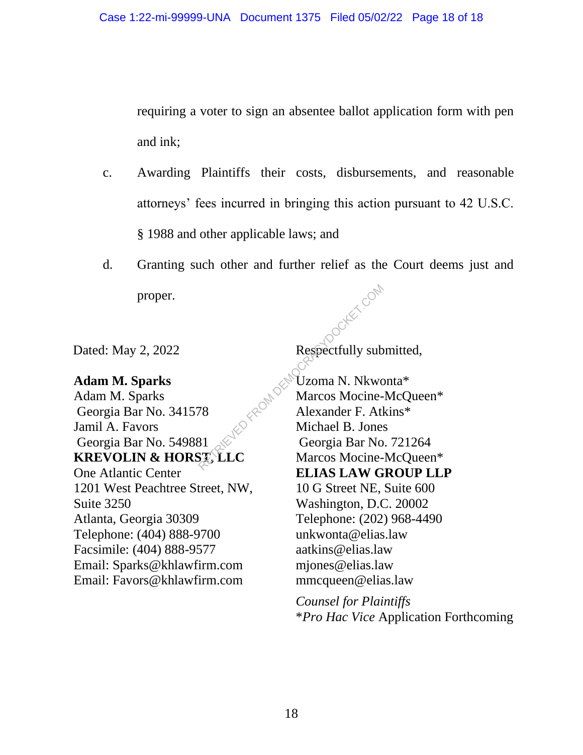requiring a voter to sign an absentee ballot application form with pen and ink;

c. Awarding Plaintiffs their costs, disbursements, and reasonable attorneys' fees incurred in bringing this action pursuant to 42 U.S.C. § 1988 and other applicable laws; and

d. Granting such other and further relief as the Court deems just and proper.

Dated: May 2, 2022

**Adam M. Sparks**
Adam M. Sparks
Georgia Bar No. 341578
Jamil A. Favors
Georgia Bar No. 549881
**KREVOLIN & HORST, LLC**
One Atlantic Center
1201 West Peachtree Street, NW,
Suite 3250
Atlanta, Georgia 30309
Telephone: (404) 888-9700
Facsimile: (404) 888-9577
Email: Sparks@khlawfirm.com
Email: Favors@khlawfirm.com

Respectfully submitted,

Uzoma N. Nkwonta*
Marcos Mocine-McQueen*
Alexander F. Atkins*
Michael B. Jones
Georgia Bar No. 721264
Marcos Mocine-McQueen*
**ELIAS LAW GROUP LLP**
10 G Street NE, Suite 600
Washington, D.C. 20002
Telephone: (202) 968-4490
unkwonta@elias.law
aatkins@elias.law
mjones@elias.law
mmcqueen@elias.law

*Counsel for Plaintiffs*
**Pro Hac Vice* Application Forthcoming